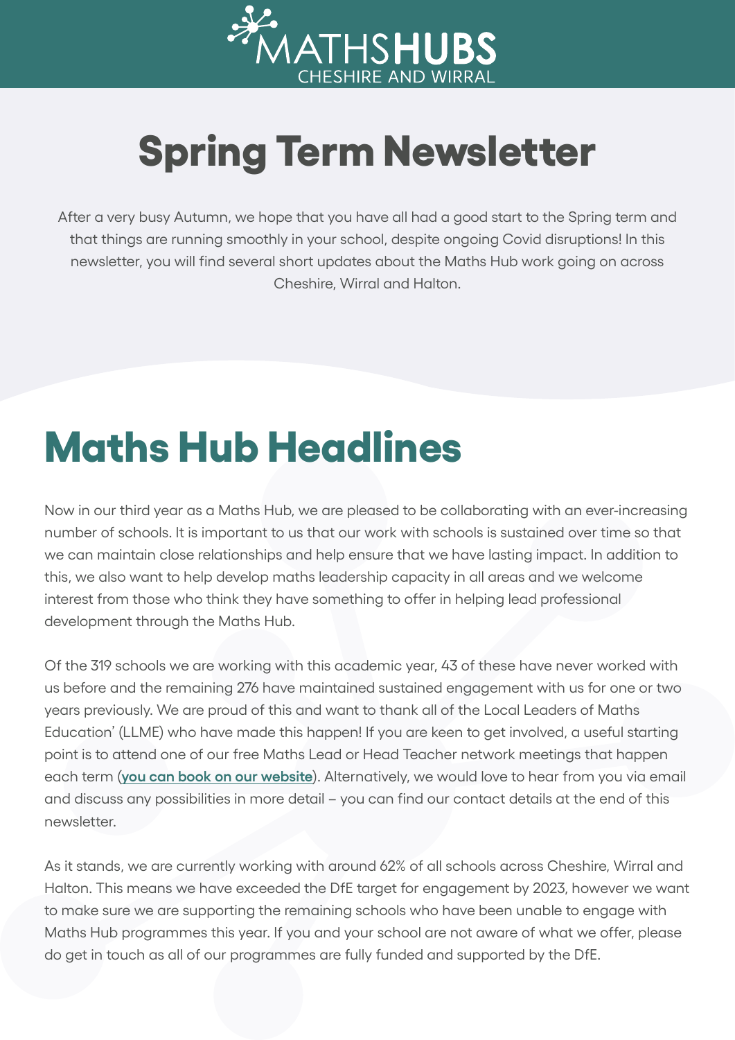MATHS**HUBS**
CHESHIRE AND WIRRAL

# Spring Term Newsletter

After a very busy Autumn, we hope that you have all had a good start to the Spring term and that things are running smoothly in your school, despite ongoing Covid disruptions! In this newsletter, you will find several short updates about the Maths Hub work going on across Cheshire, Wirral and Halton.

## Maths Hub Headlines

Now in our third year as a Maths Hub, we are pleased to be collaborating with an ever-increasing number of schools. It is important to us that our work with schools is sustained over time so that we can maintain close relationships and help ensure that we have lasting impact. In addition to this, we also want to help develop maths leadership capacity in all areas and we welcome interest from those who think they have something to offer in helping lead professional development through the Maths Hub.

Of the 319 schools we are working with this academic year, 43 of these have never worked with us before and the remaining 276 have maintained sustained engagement with us for one or two years previously. We are proud of this and want to thank all of the Local Leaders of Maths Education' (LLME) who have made this happen! If you are keen to get involved, a useful starting point is to attend one of our free Maths Lead or Head Teacher network meetings that happen each term (**you can book on our website**). Alternatively, we would love to hear from you via email and discuss any possibilities in more detail – you can find our contact details at the end of this newsletter.

As it stands, we are currently working with around 62% of all schools across Cheshire, Wirral and Halton. This means we have exceeded the DfE target for engagement by 2023, however we want to make sure we are supporting the remaining schools who have been unable to engage with Maths Hub programmes this year. If you and your school are not aware of what we offer, please do get in touch as all of our programmes are fully funded and supported by the DfE.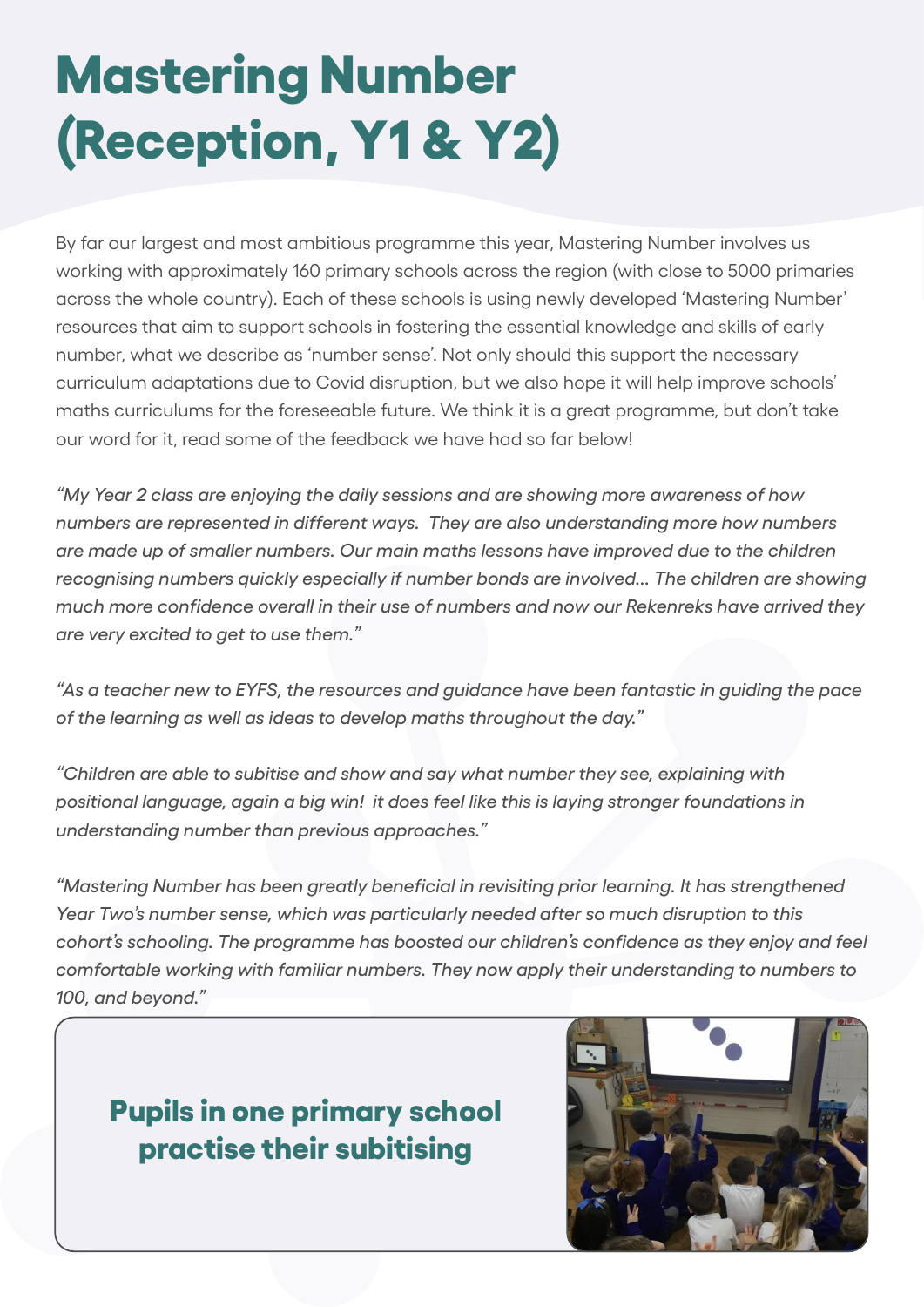# Mastering Number (Reception, Y1 & Y2)

By far our largest and most ambitious programme this year, Mastering Number involves us working with approximately 160 primary schools across the region (with close to 5000 primaries across the whole country). Each of these schools is using newly developed 'Mastering Number' resources that aim to support schools in fostering the essential knowledge and skills of early number, what we describe as 'number sense'. Not only should this support the necessary curriculum adaptations due to Covid disruption, but we also hope it will help improve schools' maths curriculums for the foreseeable future. We think it is a great programme, but don't take our word for it, read some of the feedback we have had so far below!

*"My Year 2 class are enjoying the daily sessions and are showing more awareness of how numbers are represented in different ways. They are also understanding more how numbers are made up of smaller numbers. Our main maths lessons have improved due to the children recognising numbers quickly especially if number bonds are involved... The children are showing much more confidence overall in their use of numbers and now our Rekenreks have arrived they are very excited to get to use them."*

*"As a teacher new to EYFS, the resources and guidance have been fantastic in guiding the pace of the learning as well as ideas to develop maths throughout the day."*

*"Children are able to subitise and show and say what number they see, explaining with positional language, again a big win! it does feel like this is laying stronger foundations in understanding number than previous approaches."*

*"Mastering Number has been greatly beneficial in revisiting prior learning. It has strengthened Year Two's number sense, which was particularly needed after so much disruption to this cohort's schooling. The programme has boosted our children's confidence as they enjoy and feel comfortable working with familiar numbers. They now apply their understanding to numbers to 100, and beyond."*

**Pupils in one primary school practise their subitising**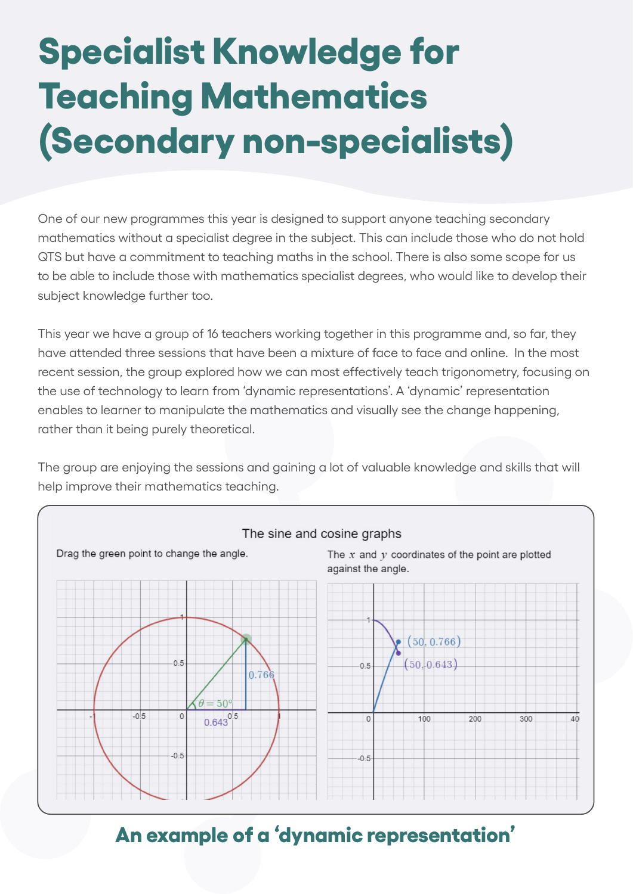# Specialist Knowledge for Teaching Mathematics (Secondary non-specialists)

One of our new programmes this year is designed to support anyone teaching secondary mathematics without a specialist degree in the subject. This can include those who do not hold QTS but have a commitment to teaching maths in the school. There is also some scope for us to be able to include those with mathematics specialist degrees, who would like to develop their subject knowledge further too.

This year we have a group of 16 teachers working together in this programme and, so far, they have attended three sessions that have been a mixture of face to face and online. In the most recent session, the group explored how we can most effectively teach trigonometry, focusing on the use of technology to learn from 'dynamic representations'. A 'dynamic' representation enables to learner to manipulate the mathematics and visually see the change happening, rather than it being purely theoretical.

The group are enjoying the sessions and gaining a lot of valuable knowledge and skills that will help improve their mathematics teaching.

The sine and cosine graphs

Drag the green point to change the angle.

The $x$ and $y$ coordinates of the point are plotted against the angle.

$\theta = 50°$, 0.766, 0.643

$(50, 0.766)$, $(50, 0.643)$

**An example of a 'dynamic representation'**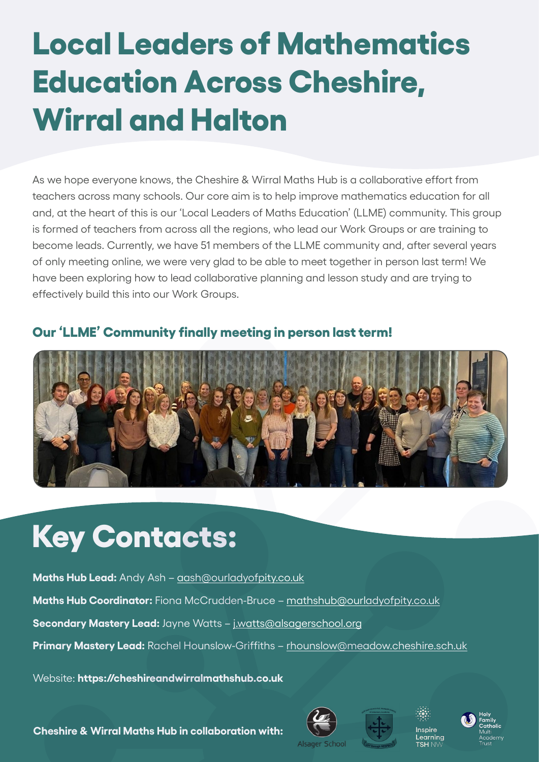# Local Leaders of Mathematics Education Across Cheshire, Wirral and Halton

As we hope everyone knows, the Cheshire & Wirral Maths Hub is a collaborative effort from teachers across many schools. Our core aim is to help improve mathematics education for all and, at the heart of this is our 'Local Leaders of Maths Education' (LLME) community. This group is formed of teachers from across all the regions, who lead our Work Groups or are training to become leads. Currently, we have 51 members of the LLME community and, after several years of only meeting online, we were very glad to be able to meet together in person last term! We have been exploring how to lead collaborative planning and lesson study and are trying to effectively build this into our Work Groups.

### Our 'LLME' Community finally meeting in person last term!

# Key Contacts:

**Maths Hub Lead:** Andy Ash – aash@ourladyofpity.co.uk

**Maths Hub Coordinator:** Fiona McCrudden-Bruce – mathshub@ourladyofpity.co.uk

**Secondary Mastery Lead:** Jayne Watts – j.watts@alsagerschool.org

**Primary Mastery Lead:** Rachel Hounslow-Griffiths – rhounslow@meadow.cheshire.sch.uk

Website: **https://cheshireandwirralmathshub.co.uk**

**Cheshire & Wirral Maths Hub in collaboration with:**

Alsager School

Inspire Learning TSH NW

Holy Family Catholic Multi Academy Trust